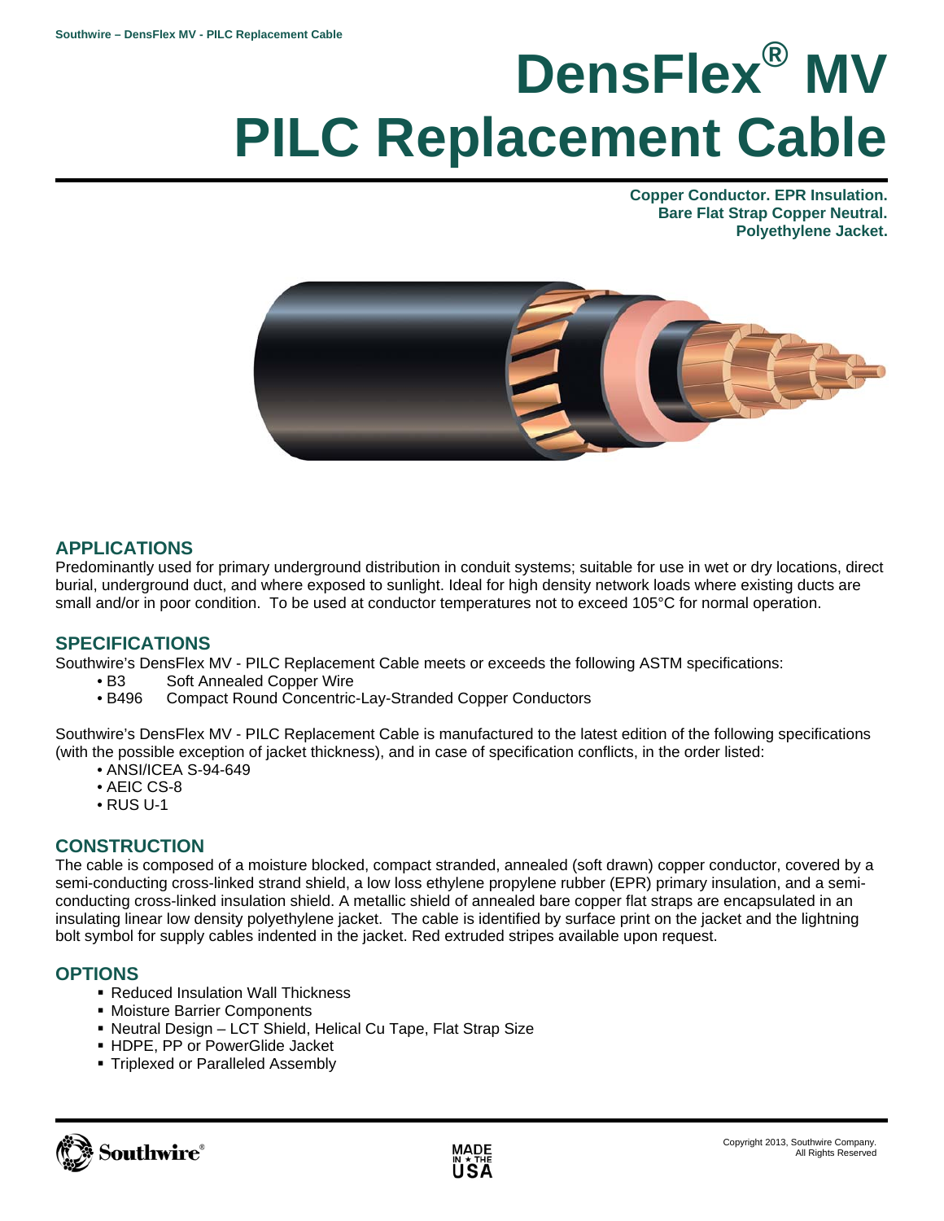# DensFlex® MV PILC Replacement Cable

**Copper Conductor. EPR Insulation.**
**Bare Flat Strap Copper Neutral.**
**Polyethylene Jacket.**

## APPLICATIONS

Predominantly used for primary underground distribution in conduit systems; suitable for use in wet or dry locations, direct burial, underground duct, and where exposed to sunlight. Ideal for high density network loads where existing ducts are small and/or in poor condition. To be used at conductor temperatures not to exceed 105°C for normal operation.

## SPECIFICATIONS

Southwire's DensFlex MV - PILC Replacement Cable meets or exceeds the following ASTM specifications:

- B3 Soft Annealed Copper Wire
- B496 Compact Round Concentric-Lay-Stranded Copper Conductors

Southwire's DensFlex MV - PILC Replacement Cable is manufactured to the latest edition of the following specifications (with the possible exception of jacket thickness), and in case of specification conflicts, in the order listed:

- ANSI/ICEA S-94-649
- AEIC CS-8
- RUS U-1

## CONSTRUCTION

The cable is composed of a moisture blocked, compact stranded, annealed (soft drawn) copper conductor, covered by a semi-conducting cross-linked strand shield, a low loss ethylene propylene rubber (EPR) primary insulation, and a semi-conducting cross-linked insulation shield. A metallic shield of annealed bare copper flat straps are encapsulated in an insulating linear low density polyethylene jacket. The cable is identified by surface print on the jacket and the lightning bolt symbol for supply cables indented in the jacket. Red extruded stripes available upon request.

## OPTIONS

- Reduced Insulation Wall Thickness
- Moisture Barrier Components
- Neutral Design – LCT Shield, Helical Cu Tape, Flat Strap Size
- HDPE, PP or PowerGlide Jacket
- Triplexed or Paralleled Assembly

Copyright 2013, Southwire Company. All Rights Reserved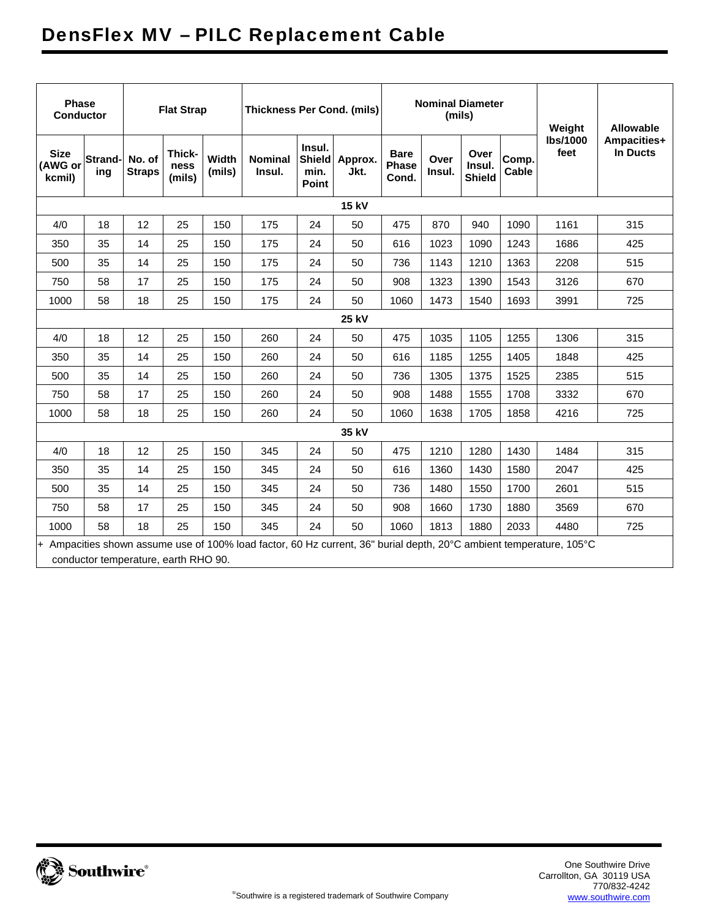# DensFlex MV – PILC Replacement Cable

| Phase Conductor | | Flat Strap | | | Thickness Per Cond. (mils) | | | Nominal Diameter (mils) | | | | Weight lbs/1000 feet | Allowable Ampacities+ In Ducts |
|---|---|---|---|---|---|---|---|---|---|---|---|---|---|
| Size (AWG or kcmil) | Strand-ing | No. of Straps | Thick-ness (mils) | Width (mils) | Nominal Insul. | Insul. Shield min. Point | Approx. Jkt. | Bare Phase Cond. | Over Insul. | Over Insul. Shield | Comp. Cable | | |
| **15 kV** | | | | | | | | | | | | | |
| 4/0 | 18 | 12 | 25 | 150 | 175 | 24 | 50 | 475 | 870 | 940 | 1090 | 1161 | 315 |
| 350 | 35 | 14 | 25 | 150 | 175 | 24 | 50 | 616 | 1023 | 1090 | 1243 | 1686 | 425 |
| 500 | 35 | 14 | 25 | 150 | 175 | 24 | 50 | 736 | 1143 | 1210 | 1363 | 2208 | 515 |
| 750 | 58 | 17 | 25 | 150 | 175 | 24 | 50 | 908 | 1323 | 1390 | 1543 | 3126 | 670 |
| 1000 | 58 | 18 | 25 | 150 | 175 | 24 | 50 | 1060 | 1473 | 1540 | 1693 | 3991 | 725 |
| **25 kV** | | | | | | | | | | | | | |
| 4/0 | 18 | 12 | 25 | 150 | 260 | 24 | 50 | 475 | 1035 | 1105 | 1255 | 1306 | 315 |
| 350 | 35 | 14 | 25 | 150 | 260 | 24 | 50 | 616 | 1185 | 1255 | 1405 | 1848 | 425 |
| 500 | 35 | 14 | 25 | 150 | 260 | 24 | 50 | 736 | 1305 | 1375 | 1525 | 2385 | 515 |
| 750 | 58 | 17 | 25 | 150 | 260 | 24 | 50 | 908 | 1488 | 1555 | 1708 | 3332 | 670 |
| 1000 | 58 | 18 | 25 | 150 | 260 | 24 | 50 | 1060 | 1638 | 1705 | 1858 | 4216 | 725 |
| **35 kV** | | | | | | | | | | | | | |
| 4/0 | 18 | 12 | 25 | 150 | 345 | 24 | 50 | 475 | 1210 | 1280 | 1430 | 1484 | 315 |
| 350 | 35 | 14 | 25 | 150 | 345 | 24 | 50 | 616 | 1360 | 1430 | 1580 | 2047 | 425 |
| 500 | 35 | 14 | 25 | 150 | 345 | 24 | 50 | 736 | 1480 | 1550 | 1700 | 2601 | 515 |
| 750 | 58 | 17 | 25 | 150 | 345 | 24 | 50 | 908 | 1660 | 1730 | 1880 | 3569 | 670 |
| 1000 | 58 | 18 | 25 | 150 | 345 | 24 | 50 | 1060 | 1813 | 1880 | 2033 | 4480 | 725 |

+ Ampacities shown assume use of 100% load factor, 60 Hz current, 36" burial depth, 20°C ambient temperature, 105°C conductor temperature, earth RHO 90.

Southwire®

®Southwire is a registered trademark of Southwire Company

One Southwire Drive
Carrollton, GA 30119 USA
770/832-4242
www.southwire.com